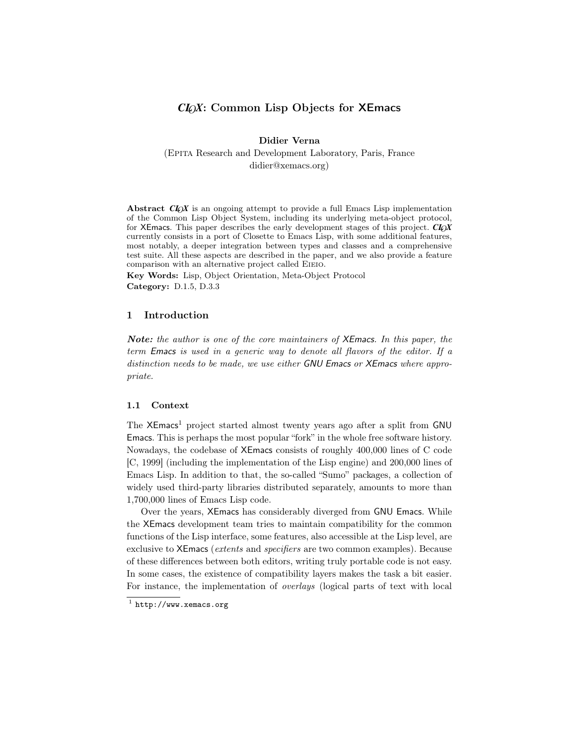# *CLOX*: Common Lisp Objects for XEmacs

**Didier Verna**

(Epita Research and Development Laboratory, Paris, France
didier@xemacs.org)

**Abstract** *CLOX* is an ongoing attempt to provide a full Emacs Lisp implementation of the Common Lisp Object System, including its underlying meta-object protocol, for XEmacs. This paper describes the early development stages of this project. *CLOX* currently consists in a port of Closette to Emacs Lisp, with some additional features, most notably, a deeper integration between types and classes and a comprehensive test suite. All these aspects are described in the paper, and we also provide a feature comparison with an alternative project called Eieio.

**Key Words:** Lisp, Object Orientation, Meta-Object Protocol
**Category:** D.1.5, D.3.3

## 1 Introduction

***Note:*** *the author is one of the core maintainers of XEmacs. In this paper, the term Emacs is used in a generic way to denote all flavors of the editor. If a distinction needs to be made, we use either GNU Emacs or XEmacs where appropriate.*

### 1.1 Context

The XEmacs[1] project started almost twenty years ago after a split from GNU Emacs. This is perhaps the most popular "fork" in the whole free software history. Nowadays, the codebase of XEmacs consists of roughly 400,000 lines of C code [C, 1999] (including the implementation of the Lisp engine) and 200,000 lines of Emacs Lisp. In addition to that, the so-called "Sumo" packages, a collection of widely used third-party libraries distributed separately, amounts to more than 1,700,000 lines of Emacs Lisp code.

Over the years, XEmacs has considerably diverged from GNU Emacs. While the XEmacs development team tries to maintain compatibility for the common functions of the Lisp interface, some features, also accessible at the Lisp level, are exclusive to XEmacs (*extents* and *specifiers* are two common examples). Because of these differences between both editors, writing truly portable code is not easy. In some cases, the existence of compatibility layers makes the task a bit easier. For instance, the implementation of *overlays* (logical parts of text with local

[1] http://www.xemacs.org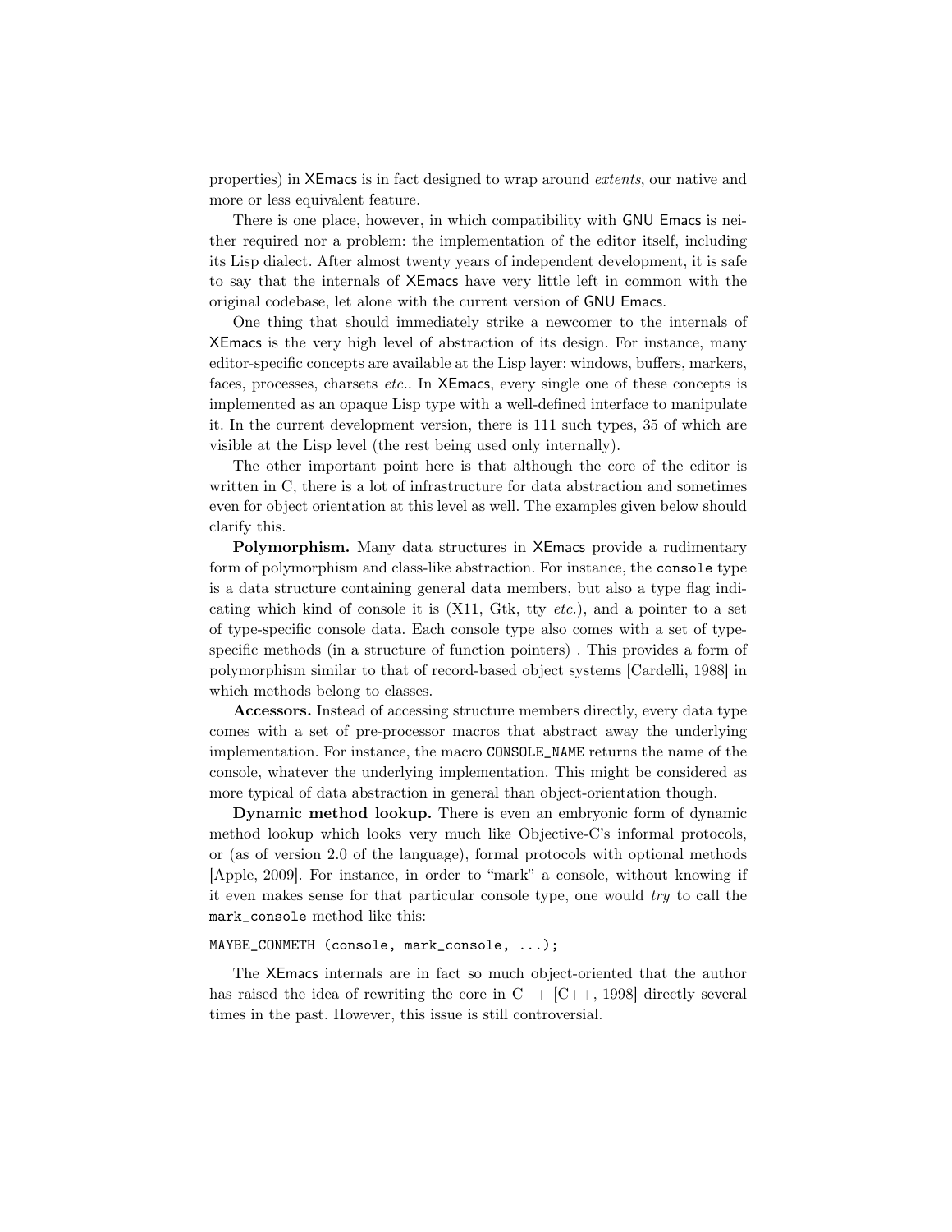properties) in XEmacs is in fact designed to wrap around *extents*, our native and more or less equivalent feature.

There is one place, however, in which compatibility with GNU Emacs is neither required nor a problem: the implementation of the editor itself, including its Lisp dialect. After almost twenty years of independent development, it is safe to say that the internals of XEmacs have very little left in common with the original codebase, let alone with the current version of GNU Emacs.

One thing that should immediately strike a newcomer to the internals of XEmacs is the very high level of abstraction of its design. For instance, many editor-specific concepts are available at the Lisp layer: windows, buffers, markers, faces, processes, charsets *etc.*. In XEmacs, every single one of these concepts is implemented as an opaque Lisp type with a well-defined interface to manipulate it. In the current development version, there is 111 such types, 35 of which are visible at the Lisp level (the rest being used only internally).

The other important point here is that although the core of the editor is written in C, there is a lot of infrastructure for data abstraction and sometimes even for object orientation at this level as well. The examples given below should clarify this.

**Polymorphism.** Many data structures in XEmacs provide a rudimentary form of polymorphism and class-like abstraction. For instance, the `console` type is a data structure containing general data members, but also a type flag indicating which kind of console it is (X11, Gtk, tty *etc.*), and a pointer to a set of type-specific console data. Each console type also comes with a set of type-specific methods (in a structure of function pointers) . This provides a form of polymorphism similar to that of record-based object systems [Cardelli, 1988] in which methods belong to classes.

**Accessors.** Instead of accessing structure members directly, every data type comes with a set of pre-processor macros that abstract away the underlying implementation. For instance, the macro `CONSOLE_NAME` returns the name of the console, whatever the underlying implementation. This might be considered as more typical of data abstraction in general than object-orientation though.

**Dynamic method lookup.** There is even an embryonic form of dynamic method lookup which looks very much like Objective-C's informal protocols, or (as of version 2.0 of the language), formal protocols with optional methods [Apple, 2009]. For instance, in order to "mark" a console, without knowing if it even makes sense for that particular console type, one would *try* to call the `mark_console` method like this:

```
MAYBE_CONMETH (console, mark_console, ...);
```

The XEmacs internals are in fact so much object-oriented that the author has raised the idea of rewriting the core in C++ [C++, 1998] directly several times in the past. However, this issue is still controversial.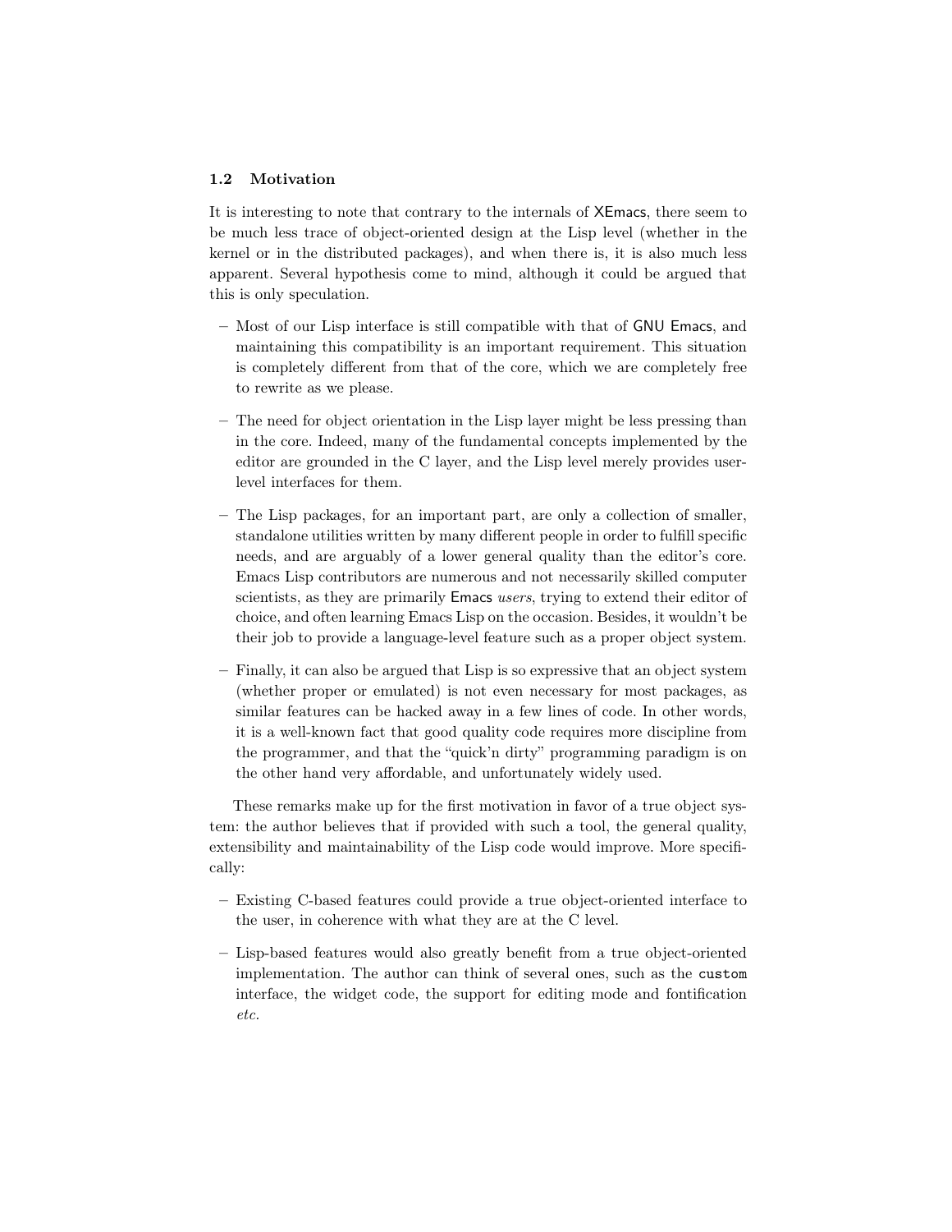### 1.2 Motivation

It is interesting to note that contrary to the internals of XEmacs, there seem to be much less trace of object-oriented design at the Lisp level (whether in the kernel or in the distributed packages), and when there is, it is also much less apparent. Several hypothesis come to mind, although it could be argued that this is only speculation.

- Most of our Lisp interface is still compatible with that of GNU Emacs, and maintaining this compatibility is an important requirement. This situation is completely different from that of the core, which we are completely free to rewrite as we please.
- The need for object orientation in the Lisp layer might be less pressing than in the core. Indeed, many of the fundamental concepts implemented by the editor are grounded in the C layer, and the Lisp level merely provides user-level interfaces for them.
- The Lisp packages, for an important part, are only a collection of smaller, standalone utilities written by many different people in order to fulfill specific needs, and are arguably of a lower general quality than the editor's core. Emacs Lisp contributors are numerous and not necessarily skilled computer scientists, as they are primarily Emacs *users*, trying to extend their editor of choice, and often learning Emacs Lisp on the occasion. Besides, it wouldn't be their job to provide a language-level feature such as a proper object system.
- Finally, it can also be argued that Lisp is so expressive that an object system (whether proper or emulated) is not even necessary for most packages, as similar features can be hacked away in a few lines of code. In other words, it is a well-known fact that good quality code requires more discipline from the programmer, and that the "quick'n dirty" programming paradigm is on the other hand very affordable, and unfortunately widely used.

These remarks make up for the first motivation in favor of a true object system: the author believes that if provided with such a tool, the general quality, extensibility and maintainability of the Lisp code would improve. More specifically:

- Existing C-based features could provide a true object-oriented interface to the user, in coherence with what they are at the C level.
- Lisp-based features would also greatly benefit from a true object-oriented implementation. The author can think of several ones, such as the `custom` interface, the widget code, the support for editing mode and fontification *etc.*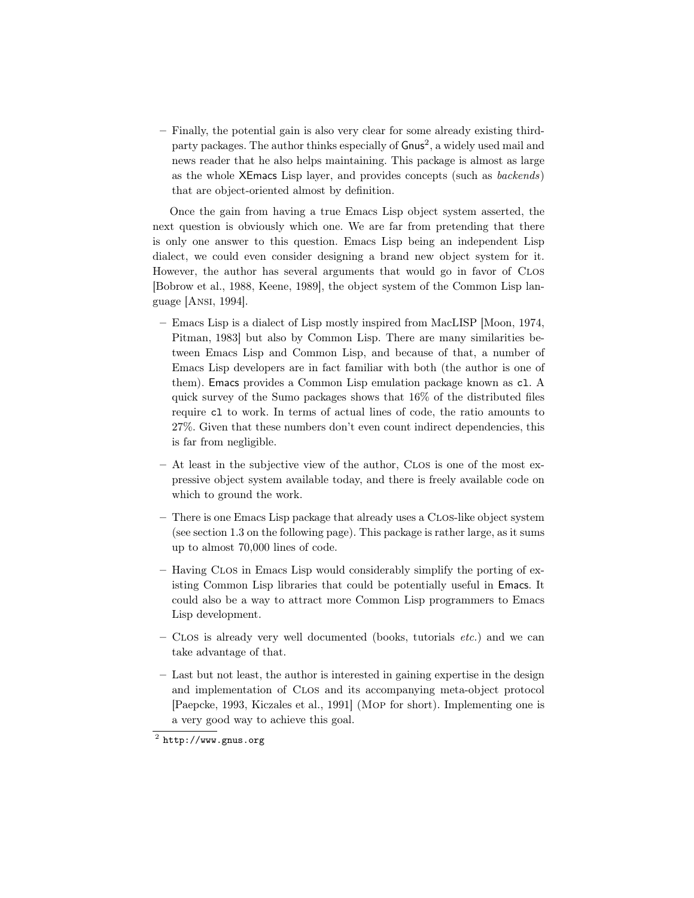– Finally, the potential gain is also very clear for some already existing third-party packages. The author thinks especially of Gnus[2], a widely used mail and news reader that he also helps maintaining. This package is almost as large as the whole XEmacs Lisp layer, and provides concepts (such as *backends*) that are object-oriented almost by definition.

Once the gain from having a true Emacs Lisp object system asserted, the next question is obviously which one. We are far from pretending that there is only one answer to this question. Emacs Lisp being an independent Lisp dialect, we could even consider designing a brand new object system for it. However, the author has several arguments that would go in favor of Clos [Bobrow et al., 1988, Keene, 1989], the object system of the Common Lisp language [Ansi, 1994].

– Emacs Lisp is a dialect of Lisp mostly inspired from MacLISP [Moon, 1974, Pitman, 1983] but also by Common Lisp. There are many similarities between Emacs Lisp and Common Lisp, and because of that, a number of Emacs Lisp developers are in fact familiar with both (the author is one of them). Emacs provides a Common Lisp emulation package known as `cl`. A quick survey of the Sumo packages shows that 16% of the distributed files require `cl` to work. In terms of actual lines of code, the ratio amounts to 27%. Given that these numbers don't even count indirect dependencies, this is far from negligible.

– At least in the subjective view of the author, Clos is one of the most expressive object system available today, and there is freely available code on which to ground the work.

– There is one Emacs Lisp package that already uses a Clos-like object system (see section 1.3 on the following page). This package is rather large, as it sums up to almost 70,000 lines of code.

– Having Clos in Emacs Lisp would considerably simplify the porting of existing Common Lisp libraries that could be potentially useful in Emacs. It could also be a way to attract more Common Lisp programmers to Emacs Lisp development.

– Clos is already very well documented (books, tutorials *etc.*) and we can take advantage of that.

– Last but not least, the author is interested in gaining expertise in the design and implementation of Clos and its accompanying meta-object protocol [Paepcke, 1993, Kiczales et al., 1991] (Mop for short). Implementing one is a very good way to achieve this goal.

[2] `http://www.gnus.org`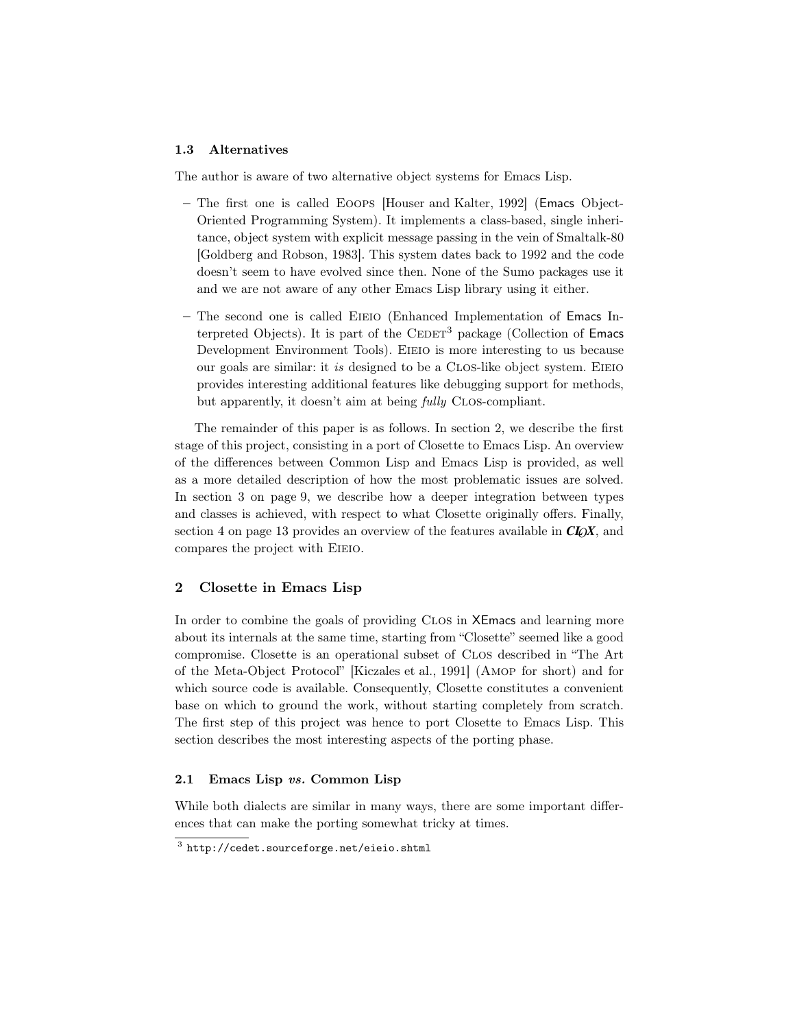### 1.3 Alternatives

The author is aware of two alternative object systems for Emacs Lisp.

– The first one is called Eoops [Houser and Kalter, 1992] (Emacs Object-Oriented Programming System). It implements a class-based, single inheritance, object system with explicit message passing in the vein of Smaltalk-80 [Goldberg and Robson, 1983]. This system dates back to 1992 and the code doesn't seem to have evolved since then. None of the Sumo packages use it and we are not aware of any other Emacs Lisp library using it either.

– The second one is called Eieio (Enhanced Implementation of Emacs Interpreted Objects). It is part of the Cedet[3] package (Collection of Emacs Development Environment Tools). Eieio is more interesting to us because our goals are similar: it *is* designed to be a Clos-like object system. Eieio provides interesting additional features like debugging support for methods, but apparently, it doesn't aim at being *fully* Clos-compliant.

The remainder of this paper is as follows. In section 2, we describe the first stage of this project, consisting in a port of Closette to Emacs Lisp. An overview of the differences between Common Lisp and Emacs Lisp is provided, as well as a more detailed description of how the most problematic issues are solved. In section 3 on page 9, we describe how a deeper integration between types and classes is achieved, with respect to what Closette originally offers. Finally, section 4 on page 13 provides an overview of the features available in ***CLOX***, and compares the project with Eieio.

## 2 Closette in Emacs Lisp

In order to combine the goals of providing Clos in XEmacs and learning more about its internals at the same time, starting from "Closette" seemed like a good compromise. Closette is an operational subset of Clos described in "The Art of the Meta-Object Protocol" [Kiczales et al., 1991] (Amop for short) and for which source code is available. Consequently, Closette constitutes a convenient base on which to ground the work, without starting completely from scratch. The first step of this project was hence to port Closette to Emacs Lisp. This section describes the most interesting aspects of the porting phase.

### 2.1 Emacs Lisp *vs.* Common Lisp

While both dialects are similar in many ways, there are some important differences that can make the porting somewhat tricky at times.

[3] http://cedet.sourceforge.net/eieio.shtml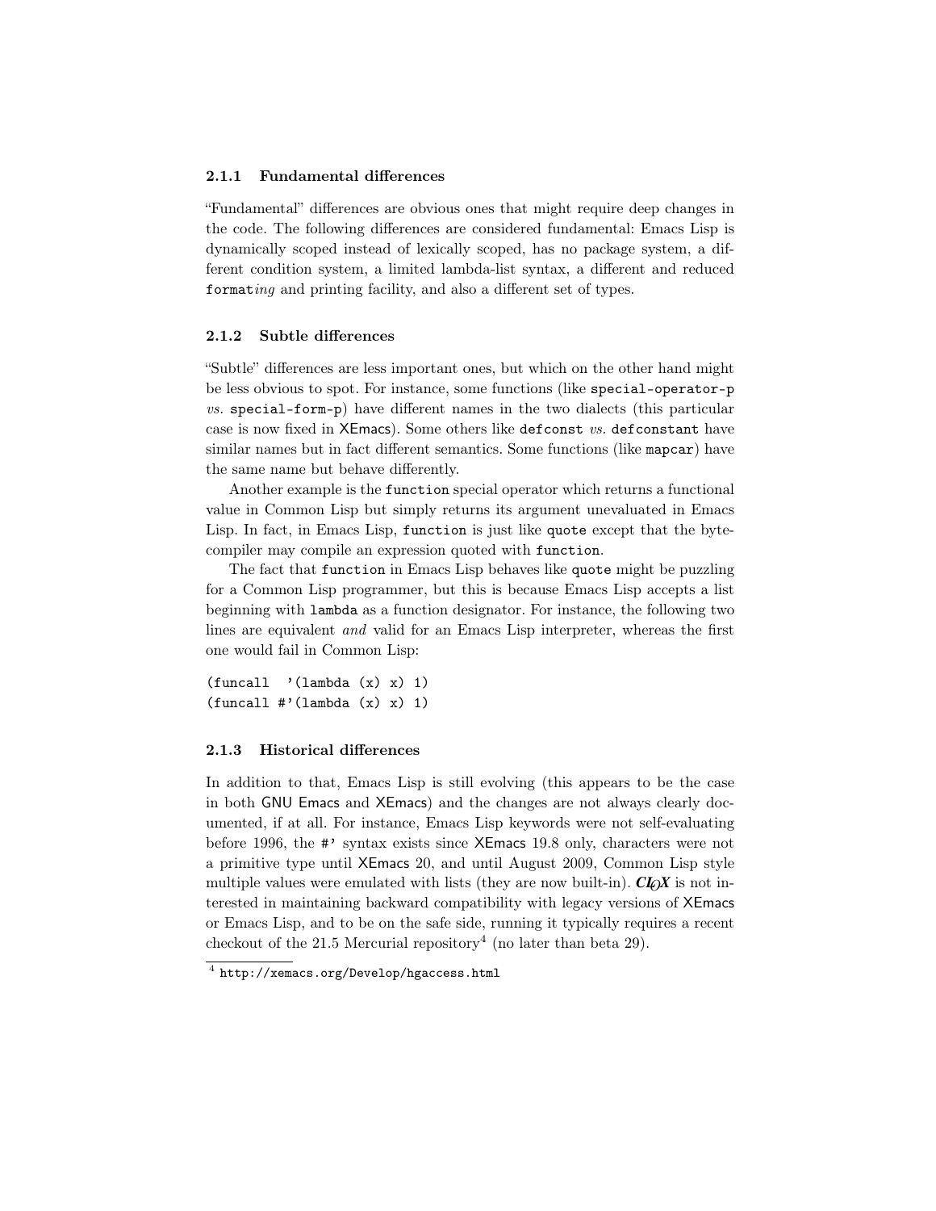### 2.1.1 Fundamental differences

"Fundamental" differences are obvious ones that might require deep changes in the code. The following differences are considered fundamental: Emacs Lisp is dynamically scoped instead of lexically scoped, has no package system, a different condition system, a limited lambda-list syntax, a different and reduced `format`*ing* and printing facility, and also a different set of types.

### 2.1.2 Subtle differences

"Subtle" differences are less important ones, but which on the other hand might be less obvious to spot. For instance, some functions (like `special-operator-p` *vs.* `special-form-p`) have different names in the two dialects (this particular case is now fixed in XEmacs). Some others like `defconst` *vs.* `defconstant` have similar names but in fact different semantics. Some functions (like `mapcar`) have the same name but behave differently.

Another example is the `function` special operator which returns a functional value in Common Lisp but simply returns its argument unevaluated in Emacs Lisp. In fact, in Emacs Lisp, `function` is just like `quote` except that the byte-compiler may compile an expression quoted with `function`.

The fact that `function` in Emacs Lisp behaves like `quote` might be puzzling for a Common Lisp programmer, but this is because Emacs Lisp accepts a list beginning with `lambda` as a function designator. For instance, the following two lines are equivalent *and* valid for an Emacs Lisp interpreter, whereas the first one would fail in Common Lisp:

```
(funcall  '(lambda (x) x) 1)
(funcall #'(lambda (x) x) 1)
```

### 2.1.3 Historical differences

In addition to that, Emacs Lisp is still evolving (this appears to be the case in both GNU Emacs and XEmacs) and the changes are not always clearly documented, if at all. For instance, Emacs Lisp keywords were not self-evaluating before 1996, the `#'` syntax exists since XEmacs 19.8 only, characters were not a primitive type until XEmacs 20, and until August 2009, Common Lisp style multiple values were emulated with lists (they are now built-in). ***CL*OX** is not interested in maintaining backward compatibility with legacy versions of XEmacs or Emacs Lisp, and to be on the safe side, running it typically requires a recent checkout of the 21.5 Mercurial repository[4] (no later than beta 29).

[4] `http://xemacs.org/Develop/hgaccess.html`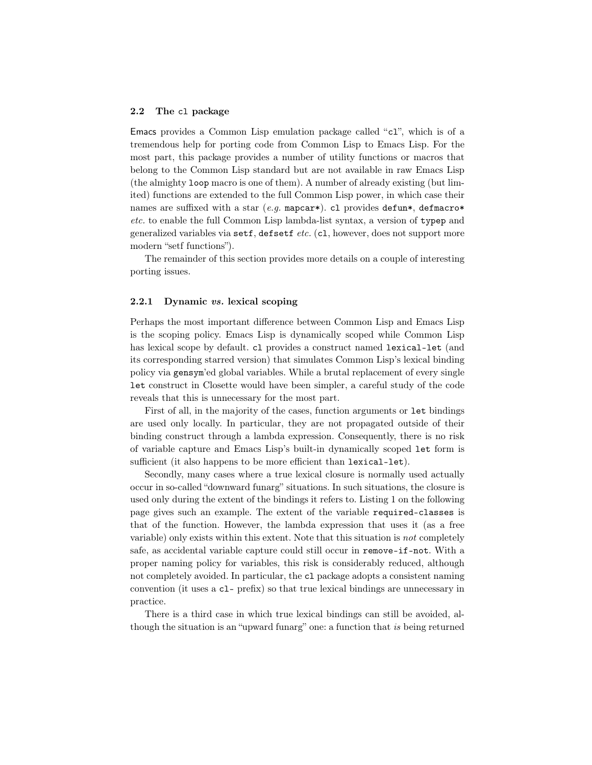### 2.2 The `cl` package

Emacs provides a Common Lisp emulation package called "`cl`", which is of a tremendous help for porting code from Common Lisp to Emacs Lisp. For the most part, this package provides a number of utility functions or macros that belong to the Common Lisp standard but are not available in raw Emacs Lisp (the almighty `loop` macro is one of them). A number of already existing (but limited) functions are extended to the full Common Lisp power, in which case their names are suffixed with a star (*e.g.* `mapcar*`). `cl` provides `defun*`, `defmacro*` *etc.* to enable the full Common Lisp lambda-list syntax, a version of `typep` and generalized variables via `setf`, `defsetf` *etc.* (`cl`, however, does not support more modern "setf functions").

The remainder of this section provides more details on a couple of interesting porting issues.

#### 2.2.1 Dynamic *vs.* lexical scoping

Perhaps the most important difference between Common Lisp and Emacs Lisp is the scoping policy. Emacs Lisp is dynamically scoped while Common Lisp has lexical scope by default. `cl` provides a construct named `lexical-let` (and its corresponding starred version) that simulates Common Lisp's lexical binding policy via `gensym`'ed global variables. While a brutal replacement of every single `let` construct in Closette would have been simpler, a careful study of the code reveals that this is unnecessary for the most part.

First of all, in the majority of the cases, function arguments or `let` bindings are used only locally. In particular, they are not propagated outside of their binding construct through a lambda expression. Consequently, there is no risk of variable capture and Emacs Lisp's built-in dynamically scoped `let` form is sufficient (it also happens to be more efficient than `lexical-let`).

Secondly, many cases where a true lexical closure is normally used actually occur in so-called "downward funarg" situations. In such situations, the closure is used only during the extent of the bindings it refers to. Listing 1 on the following page gives such an example. The extent of the variable `required-classes` is that of the function. However, the lambda expression that uses it (as a free variable) only exists within this extent. Note that this situation is *not* completely safe, as accidental variable capture could still occur in `remove-if-not`. With a proper naming policy for variables, this risk is considerably reduced, although not completely avoided. In particular, the `cl` package adopts a consistent naming convention (it uses a `cl-` prefix) so that true lexical bindings are unnecessary in practice.

There is a third case in which true lexical bindings can still be avoided, although the situation is an "upward funarg" one: a function that *is* being returned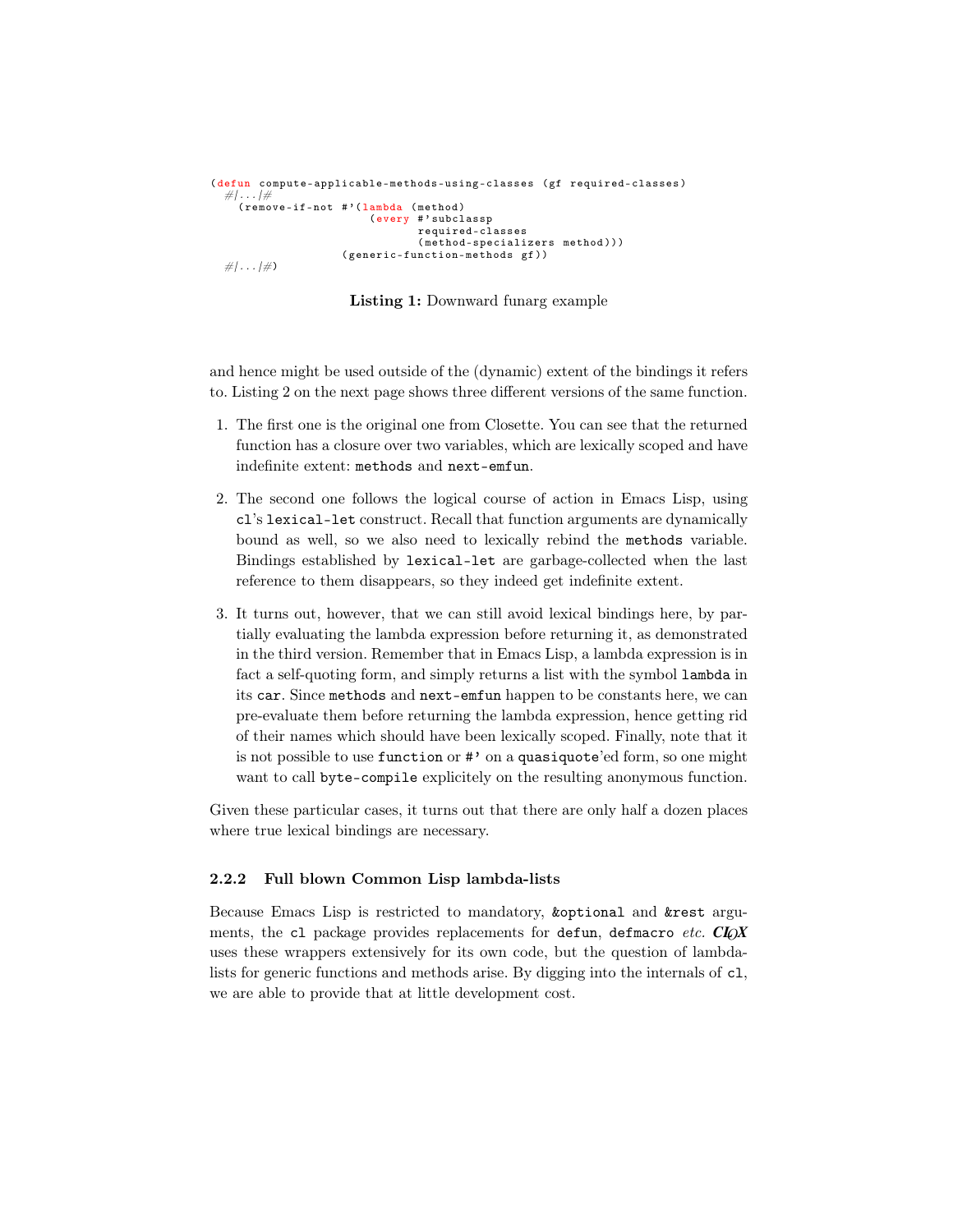```lisp
(defun compute-applicable-methods-using-classes (gf required-classes)
  #|...|#
    (remove-if-not #'(lambda (method)
                       (every #'subclassp
                              required-classes
                              (method-specializers method)))
                   (generic-function-methods gf))
  #|...|#)
```

**Listing 1:** Downward funarg example

and hence might be used outside of the (dynamic) extent of the bindings it refers to. Listing 2 on the next page shows three different versions of the same function.

1. The first one is the original one from Closette. You can see that the returned function has a closure over two variables, which are lexically scoped and have indefinite extent: `methods` and `next-emfun`.

2. The second one follows the logical course of action in Emacs Lisp, using `cl`'s `lexical-let` construct. Recall that function arguments are dynamically bound as well, so we also need to lexically rebind the `methods` variable. Bindings established by `lexical-let` are garbage-collected when the last reference to them disappears, so they indeed get indefinite extent.

3. It turns out, however, that we can still avoid lexical bindings here, by partially evaluating the lambda expression before returning it, as demonstrated in the third version. Remember that in Emacs Lisp, a lambda expression is in fact a self-quoting form, and simply returns a list with the symbol `lambda` in its `car`. Since `methods` and `next-emfun` happen to be constants here, we can pre-evaluate them before returning the lambda expression, hence getting rid of their names which should have been lexically scoped. Finally, note that it is not possible to use `function` or `#'` on a `quasiquote`'ed form, so one might want to call `byte-compile` explicitely on the resulting anonymous function.

Given these particular cases, it turns out that there are only half a dozen places where true lexical bindings are necessary.

### 2.2.2 Full blown Common Lisp lambda-lists

Because Emacs Lisp is restricted to mandatory, `&optional` and `&rest` arguments, the `cl` package provides replacements for `defun`, `defmacro` *etc.* ***CLOX*** uses these wrappers extensively for its own code, but the question of lambda-lists for generic functions and methods arise. By digging into the internals of `cl`, we are able to provide that at little development cost.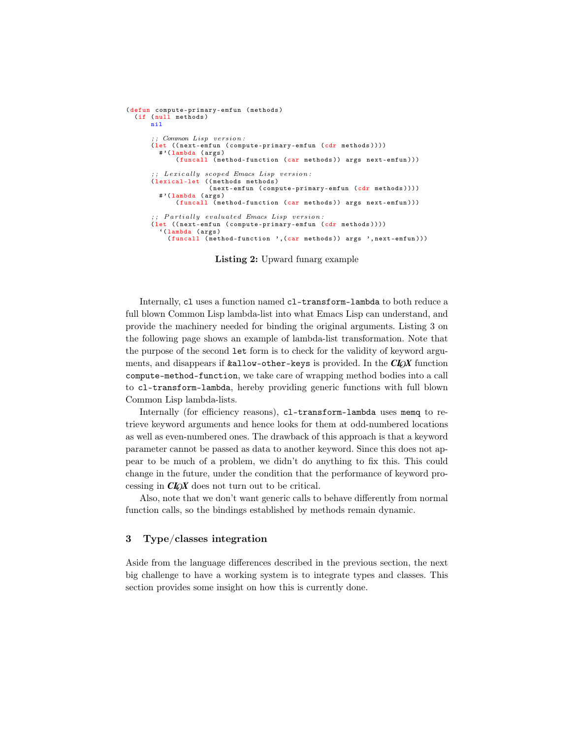```lisp
(defun compute-primary-emfun (methods)
  (if (null methods)
      nil

      ;; Common Lisp version:
      (let ((next-emfun (compute-primary-emfun (cdr methods))))
        #'(lambda (args)
            (funcall (method-function (car methods)) args next-emfun)))

      ;; Lexically scoped Emacs Lisp version:
      (lexical-let ((methods methods)
                    (next-emfun (compute-primary-emfun (cdr methods))))
        #'(lambda (args)
            (funcall (method-function (car methods)) args next-emfun)))

      ;; Partially evaluated Emacs Lisp version:
      (let ((next-emfun (compute-primary-emfun (cdr methods))))
        `(lambda (args)
          (funcall (method-function ',(car methods)) args ',next-emfun)))
```

**Listing 2:** Upward funarg example

Internally, `cl` uses a function named `cl-transform-lambda` to both reduce a full blown Common Lisp lambda-list into what Emacs Lisp can understand, and provide the machinery needed for binding the original arguments. Listing 3 on the following page shows an example of lambda-list transformation. Note that the purpose of the second `let` form is to check for the validity of keyword arguments, and disappears if `&allow-other-keys` is provided. In the ***CLOX*** function `compute-method-function`, we take care of wrapping method bodies into a call to `cl-transform-lambda`, hereby providing generic functions with full blown Common Lisp lambda-lists.

Internally (for efficiency reasons), `cl-transform-lambda` uses `memq` to retrieve keyword arguments and hence looks for them at odd-numbered locations as well as even-numbered ones. The drawback of this approach is that a keyword parameter cannot be passed as data to another keyword. Since this does not appear to be much of a problem, we didn't do anything to fix this. This could change in the future, under the condition that the performance of keyword processing in ***CLOX*** does not turn out to be critical.

Also, note that we don't want generic calls to behave differently from normal function calls, so the bindings established by methods remain dynamic.

## 3 Type/classes integration

Aside from the language differences described in the previous section, the next big challenge to have a working system is to integrate types and classes. This section provides some insight on how this is currently done.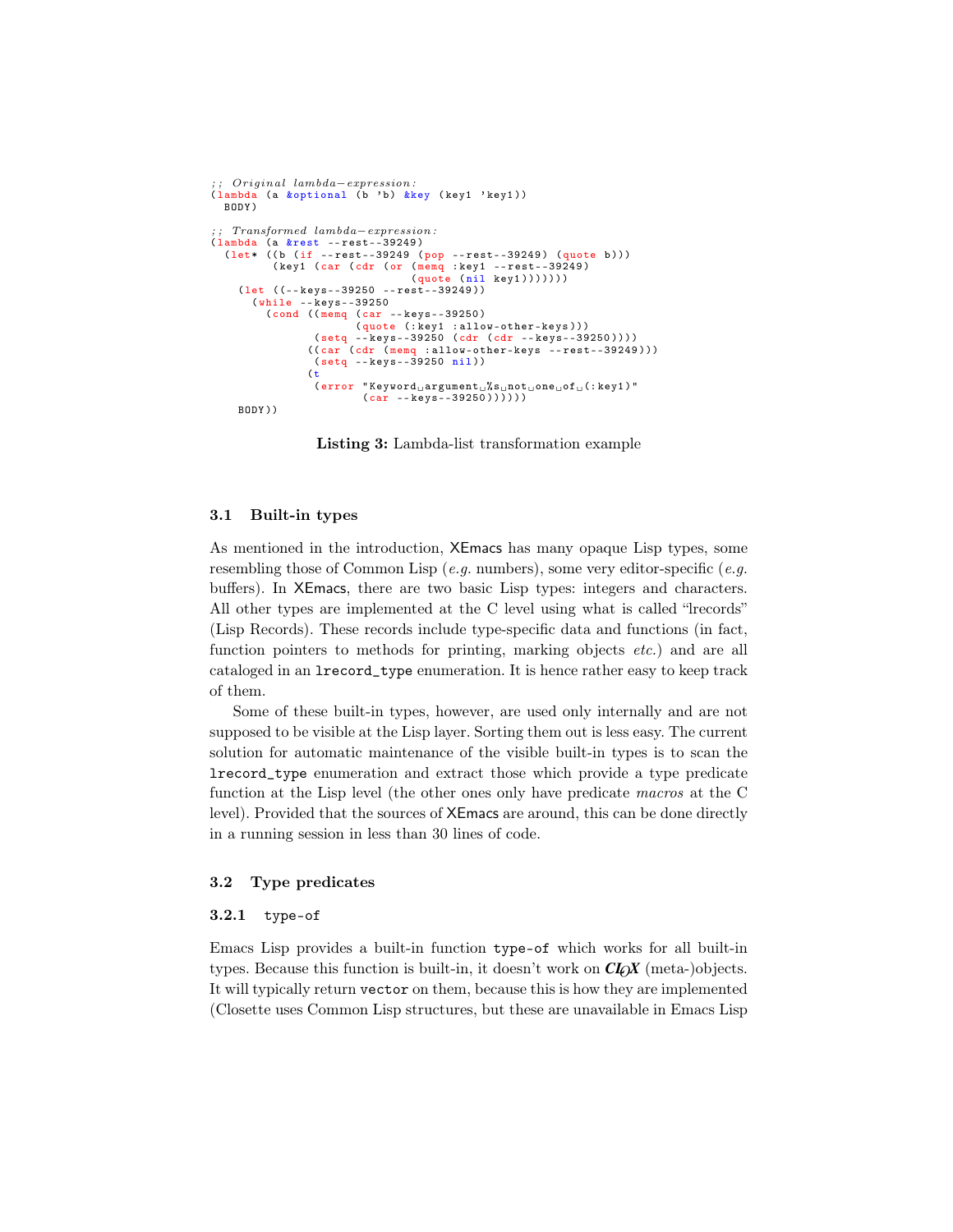```lisp
;; Original lambda-expression:
(lambda (a &optional (b 'b) &key (key1 'key1))
  BODY)

;; Transformed lambda-expression:
(lambda (a &rest --rest--39249)
  (let* ((b (if --rest--39249 (pop --rest--39249) (quote b)))
         (key1 (car (cdr (or (memq :key1 --rest--39249)
                             (quote (nil key1)))))))
    (let ((--keys--39250 --rest--39249))
      (while --keys--39250
        (cond ((memq (car --keys--39250)
                     (quote (:key1 :allow-other-keys)))
               (setq --keys--39250 (cdr (cdr --keys--39250))))
              ((car (cdr (memq :allow-other-keys --rest--39249)))
               (setq --keys--39250 nil))
              (t
               (error "Keyword argument %s not one of (:key1)"
                      (car --keys--39250))))))
    BODY))
```

**Listing 3:** Lambda-list transformation example

### 3.1 Built-in types

As mentioned in the introduction, XEmacs has many opaque Lisp types, some resembling those of Common Lisp (*e.g.* numbers), some very editor-specific (*e.g.* buffers). In XEmacs, there are two basic Lisp types: integers and characters. All other types are implemented at the C level using what is called "lrecords" (Lisp Records). These records include type-specific data and functions (in fact, function pointers to methods for printing, marking objects *etc.*) and are all cataloged in an `lrecord_type` enumeration. It is hence rather easy to keep track of them.

Some of these built-in types, however, are used only internally and are not supposed to be visible at the Lisp layer. Sorting them out is less easy. The current solution for automatic maintenance of the visible built-in types is to scan the `lrecord_type` enumeration and extract those which provide a type predicate function at the Lisp level (the other ones only have predicate *macros* at the C level). Provided that the sources of XEmacs are around, this can be done directly in a running session in less than 30 lines of code.

### 3.2 Type predicates

#### 3.2.1 `type-of`

Emacs Lisp provides a built-in function `type-of` which works for all built-in types. Because this function is built-in, it doesn't work on ***ClOX*** (meta-)objects. It will typically return `vector` on them, because this is how they are implemented (Closette uses Common Lisp structures, but these are unavailable in Emacs Lisp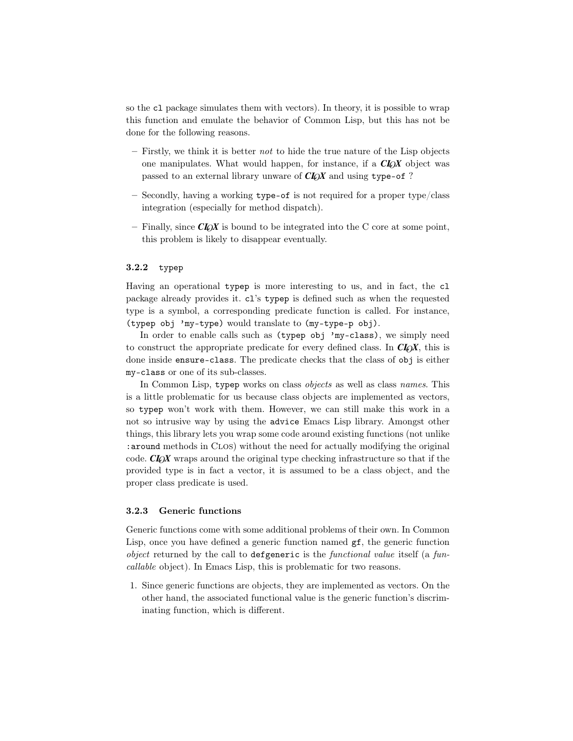so the `cl` package simulates them with vectors). In theory, it is possible to wrap this function and emulate the behavior of Common Lisp, but this has not be done for the following reasons.

- Firstly, we think it is better *not* to hide the true nature of the Lisp objects one manipulates. What would happen, for instance, if a ***CLOX*** object was passed to an external library unware of ***CLOX*** and using `type-of` ?
- Secondly, having a working `type-of` is not required for a proper type/class integration (especially for method dispatch).
- Finally, since ***CLOX*** is bound to be integrated into the C core at some point, this problem is likely to disappear eventually.

### 3.2.2 `typep`

Having an operational `typep` is more interesting to us, and in fact, the `cl` package already provides it. `cl`'s `typep` is defined such as when the requested type is a symbol, a corresponding predicate function is called. For instance, `(typep obj 'my-type)` would translate to `(my-type-p obj)`.

In order to enable calls such as `(typep obj 'my-class)`, we simply need to construct the appropriate predicate for every defined class. In ***CLOX***, this is done inside `ensure-class`. The predicate checks that the class of `obj` is either `my-class` or one of its sub-classes.

In Common Lisp, `typep` works on class *objects* as well as class *names*. This is a little problematic for us because class objects are implemented as vectors, so `typep` won't work with them. However, we can still make this work in a not so intrusive way by using the `advice` Emacs Lisp library. Amongst other things, this library lets you wrap some code around existing functions (not unlike `:around` methods in CLOS) without the need for actually modifying the original code. ***CLOX*** wraps around the original type checking infrastructure so that if the provided type is in fact a vector, it is assumed to be a class object, and the proper class predicate is used.

### 3.2.3 Generic functions

Generic functions come with some additional problems of their own. In Common Lisp, once you have defined a generic function named `gf`, the generic function *object* returned by the call to `defgeneric` is the *functional value* itself (a *funcallable* object). In Emacs Lisp, this is problematic for two reasons.

1. Since generic functions are objects, they are implemented as vectors. On the other hand, the associated functional value is the generic function's discriminating function, which is different.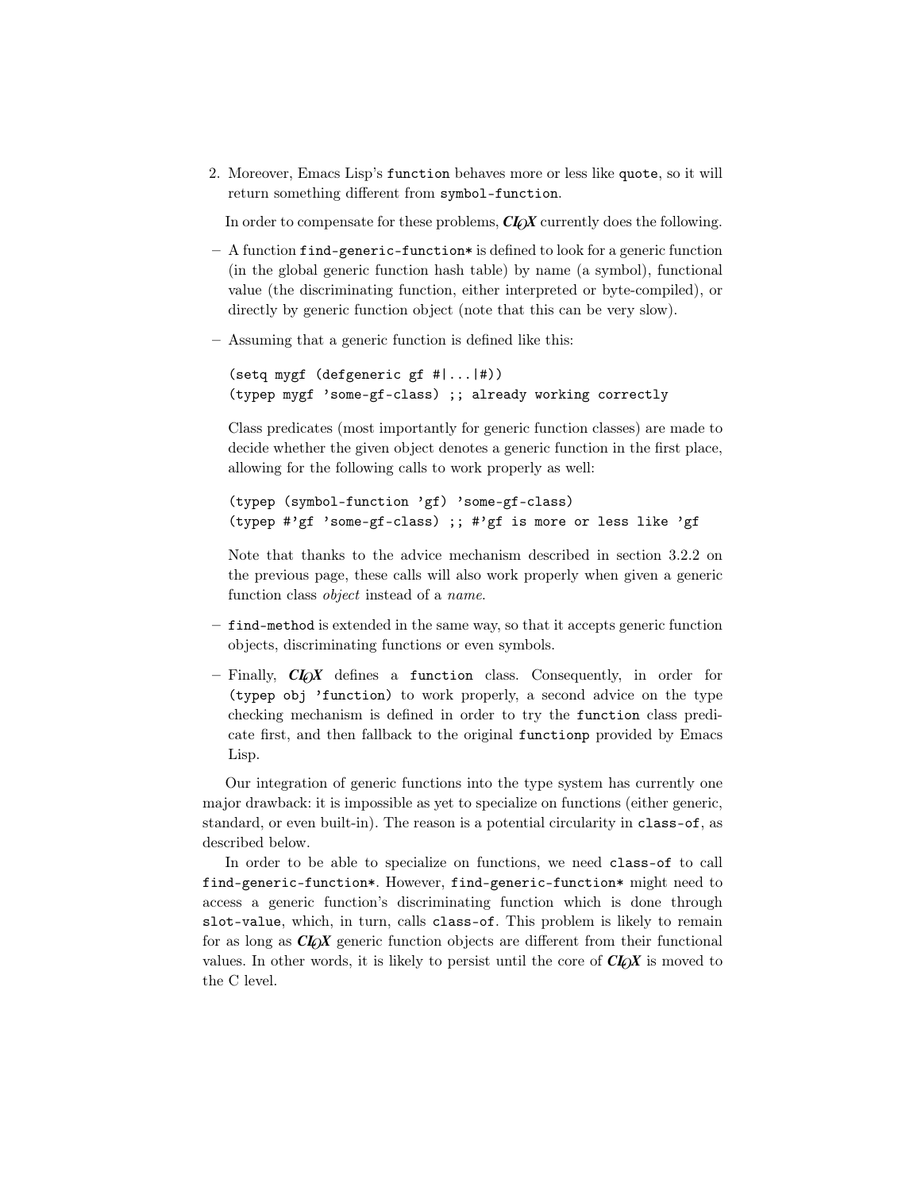2. Moreover, Emacs Lisp's `function` behaves more or less like `quote`, so it will return something different from `symbol-function`.

In order to compensate for these problems, ***CLOX*** currently does the following.

- A function `find-generic-function*` is defined to look for a generic function (in the global generic function hash table) by name (a symbol), functional value (the discriminating function, either interpreted or byte-compiled), or directly by generic function object (note that this can be very slow).
- Assuming that a generic function is defined like this:

  ```
  (setq mygf (defgeneric gf #|...|#))
  (typep mygf 'some-gf-class) ;; already working correctly
  ```

  Class predicates (most importantly for generic function classes) are made to decide whether the given object denotes a generic function in the first place, allowing for the following calls to work properly as well:

  ```
  (typep (symbol-function 'gf) 'some-gf-class)
  (typep #'gf 'some-gf-class) ;; #'gf is more or less like 'gf
  ```

  Note that thanks to the advice mechanism described in section 3.2.2 on the previous page, these calls will also work properly when given a generic function class *object* instead of a *name*.
- `find-method` is extended in the same way, so that it accepts generic function objects, discriminating functions or even symbols.
- Finally, ***CLOX*** defines a `function` class. Consequently, in order for `(typep obj 'function)` to work properly, a second advice on the type checking mechanism is defined in order to try the `function` class predicate first, and then fallback to the original `functionp` provided by Emacs Lisp.

Our integration of generic functions into the type system has currently one major drawback: it is impossible as yet to specialize on functions (either generic, standard, or even built-in). The reason is a potential circularity in `class-of`, as described below.

In order to be able to specialize on functions, we need `class-of` to call `find-generic-function*`. However, `find-generic-function*` might need to access a generic function's discriminating function which is done through `slot-value`, which, in turn, calls `class-of`. This problem is likely to remain for as long as ***CLOX*** generic function objects are different from their functional values. In other words, it is likely to persist until the core of ***CLOX*** is moved to the C level.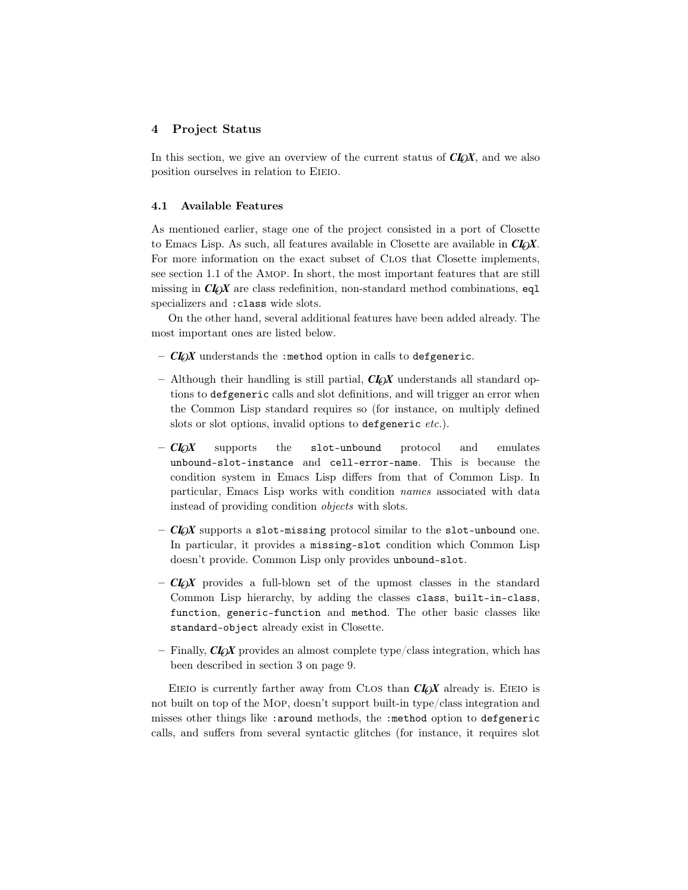## 4 Project Status

In this section, we give an overview of the current status of ***CLOX***, and we also position ourselves in relation to EIEIO.

### 4.1 Available Features

As mentioned earlier, stage one of the project consisted in a port of Closette to Emacs Lisp. As such, all features available in Closette are available in ***CLOX***. For more information on the exact subset of CLOS that Closette implements, see section 1.1 of the AMOP. In short, the most important features that are still missing in ***CLOX*** are class redefinition, non-standard method combinations, `eql` specializers and `:class` wide slots.

On the other hand, several additional features have been added already. The most important ones are listed below.

- ***CLOX*** understands the `:method` option in calls to `defgeneric`.
- Although their handling is still partial, ***CLOX*** understands all standard options to `defgeneric` calls and slot definitions, and will trigger an error when the Common Lisp standard requires so (for instance, on multiply defined slots or slot options, invalid options to `defgeneric` *etc.*).
- ***CLOX*** supports the `slot-unbound` protocol and emulates `unbound-slot-instance` and `cell-error-name`. This is because the condition system in Emacs Lisp differs from that of Common Lisp. In particular, Emacs Lisp works with condition *names* associated with data instead of providing condition *objects* with slots.
- ***CLOX*** supports a `slot-missing` protocol similar to the `slot-unbound` one. In particular, it provides a `missing-slot` condition which Common Lisp doesn't provide. Common Lisp only provides `unbound-slot`.
- ***CLOX*** provides a full-blown set of the upmost classes in the standard Common Lisp hierarchy, by adding the classes `class`, `built-in-class`, `function`, `generic-function` and `method`. The other basic classes like `standard-object` already exist in Closette.
- Finally, ***CLOX*** provides an almost complete type/class integration, which has been described in section 3 on page 9.

EIEIO is currently farther away from CLOS than ***CLOX*** already is. EIEIO is not built on top of the MOP, doesn't support built-in type/class integration and misses other things like `:around` methods, the `:method` option to `defgeneric` calls, and suffers from several syntactic glitches (for instance, it requires slot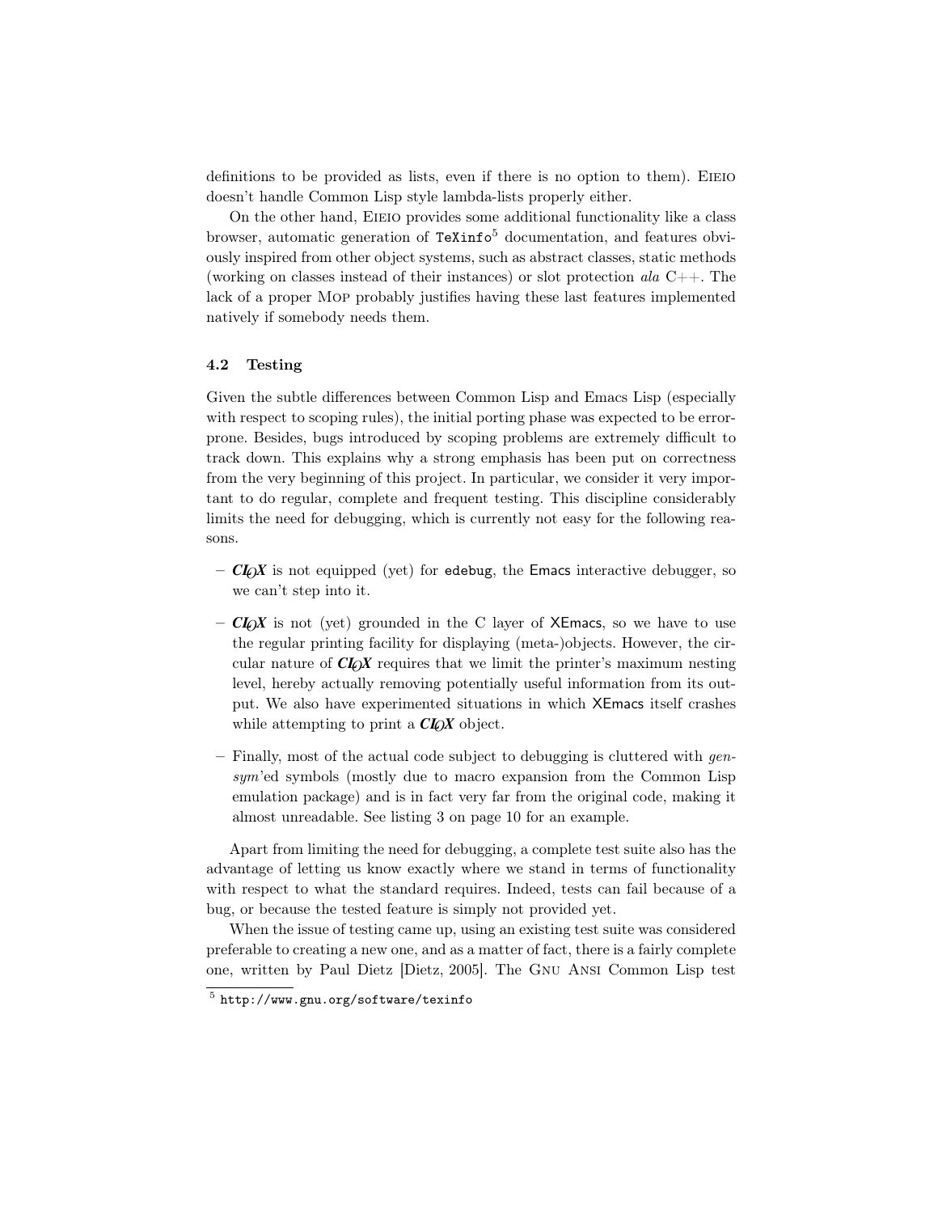definitions to be provided as lists, even if there is no option to them). Eieio doesn't handle Common Lisp style lambda-lists properly either.

On the other hand, Eieio provides some additional functionality like a class browser, automatic generation of `TeXinfo`[5] documentation, and features obviously inspired from other object systems, such as abstract classes, static methods (working on classes instead of their instances) or slot protection *ala* C++. The lack of a proper Mop probably justifies having these last features implemented natively if somebody needs them.

### 4.2 Testing

Given the subtle differences between Common Lisp and Emacs Lisp (especially with respect to scoping rules), the initial porting phase was expected to be error-prone. Besides, bugs introduced by scoping problems are extremely difficult to track down. This explains why a strong emphasis has been put on correctness from the very beginning of this project. In particular, we consider it very important to do regular, complete and frequent testing. This discipline considerably limits the need for debugging, which is currently not easy for the following reasons.

- ***CL⊘X*** is not equipped (yet) for `edebug`, the Emacs interactive debugger, so we can't step into it.
- ***CL⊘X*** is not (yet) grounded in the C layer of XEmacs, so we have to use the regular printing facility for displaying (meta-)objects. However, the circular nature of ***CL⊘X*** requires that we limit the printer's maximum nesting level, hereby actually removing potentially useful information from its output. We also have experimented situations in which XEmacs itself crashes while attempting to print a ***CL⊘X*** object.
- Finally, most of the actual code subject to debugging is cluttered with *gensym*'ed symbols (mostly due to macro expansion from the Common Lisp emulation package) and is in fact very far from the original code, making it almost unreadable. See listing 3 on page 10 for an example.

Apart from limiting the need for debugging, a complete test suite also has the advantage of letting us know exactly where we stand in terms of functionality with respect to what the standard requires. Indeed, tests can fail because of a bug, or because the tested feature is simply not provided yet.

When the issue of testing came up, using an existing test suite was considered preferable to creating a new one, and as a matter of fact, there is a fairly complete one, written by Paul Dietz [Dietz, 2005]. The Gnu Ansi Common Lisp test

[5] `http://www.gnu.org/software/texinfo`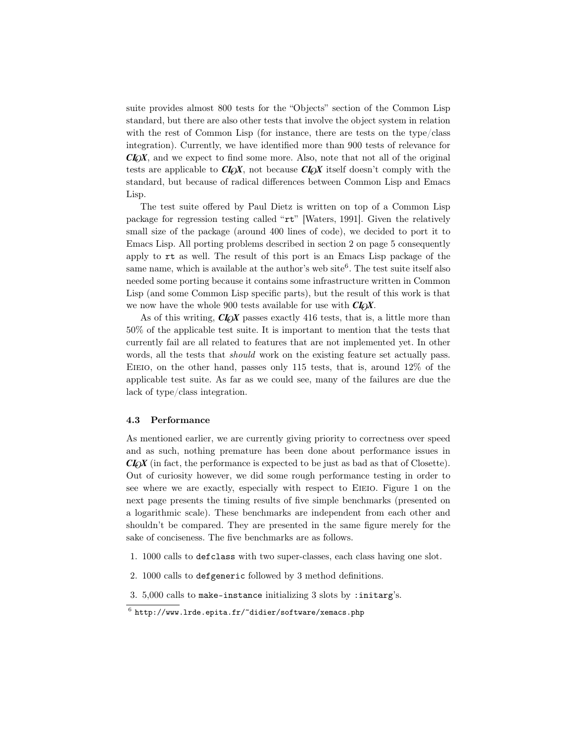suite provides almost 800 tests for the "Objects" section of the Common Lisp standard, but there are also other tests that involve the object system in relation with the rest of Common Lisp (for instance, there are tests on the type/class integration). Currently, we have identified more than 900 tests of relevance for ***CLOX***, and we expect to find some more. Also, note that not all of the original tests are applicable to ***CLOX***, not because ***CLOX*** itself doesn't comply with the standard, but because of radical differences between Common Lisp and Emacs Lisp.

The test suite offered by Paul Dietz is written on top of a Common Lisp package for regression testing called "`rt`" [Waters, 1991]. Given the relatively small size of the package (around 400 lines of code), we decided to port it to Emacs Lisp. All porting problems described in section 2 on page 5 consequently apply to `rt` as well. The result of this port is an Emacs Lisp package of the same name, which is available at the author's web site[6]. The test suite itself also needed some porting because it contains some infrastructure written in Common Lisp (and some Common Lisp specific parts), but the result of this work is that we now have the whole 900 tests available for use with ***CLOX***.

As of this writing, ***CLOX*** passes exactly 416 tests, that is, a little more than 50% of the applicable test suite. It is important to mention that the tests that currently fail are all related to features that are not implemented yet. In other words, all the tests that *should* work on the existing feature set actually pass. EIEIO, on the other hand, passes only 115 tests, that is, around 12% of the applicable test suite. As far as we could see, many of the failures are due the lack of type/class integration.

### 4.3 Performance

As mentioned earlier, we are currently giving priority to correctness over speed and as such, nothing premature has been done about performance issues in ***CLOX*** (in fact, the performance is expected to be just as bad as that of Closette). Out of curiosity however, we did some rough performance testing in order to see where we are exactly, especially with respect to EIEIO. Figure 1 on the next page presents the timing results of five simple benchmarks (presented on a logarithmic scale). These benchmarks are independent from each other and shouldn't be compared. They are presented in the same figure merely for the sake of conciseness. The five benchmarks are as follows.

1. 1000 calls to `defclass` with two super-classes, each class having one slot.
2. 1000 calls to `defgeneric` followed by 3 method definitions.
3. 5,000 calls to `make-instance` initializing 3 slots by `:initarg`'s.

[6] `http://www.lrde.epita.fr/~didier/software/xemacs.php`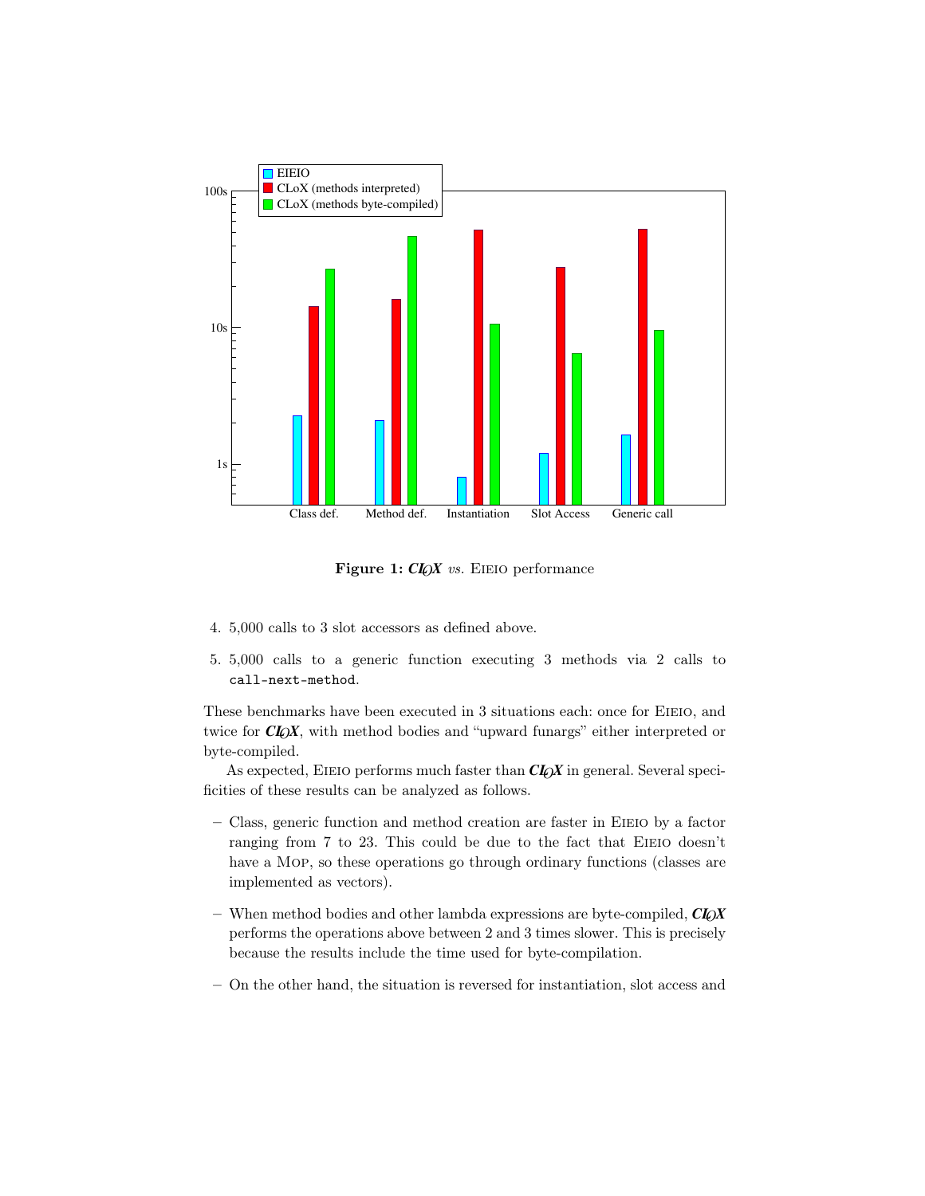**Figure 1:** ***CL*O*X*** *vs.* EIEIO performance

4. 5,000 calls to 3 slot accessors as defined above.
5. 5,000 calls to a generic function executing 3 methods via 2 calls to `call-next-method`.

These benchmarks have been executed in 3 situations each: once for EIEIO, and twice for ***CL*O*X***, with method bodies and "upward funargs" either interpreted or byte-compiled.

As expected, EIEIO performs much faster than ***CL*O*X*** in general. Several specificities of these results can be analyzed as follows.

- Class, generic function and method creation are faster in EIEIO by a factor ranging from 7 to 23. This could be due to the fact that EIEIO doesn't have a MOP, so these operations go through ordinary functions (classes are implemented as vectors).
- When method bodies and other lambda expressions are byte-compiled, ***CL*O*X*** performs the operations above between 2 and 3 times slower. This is precisely because the results include the time used for byte-compilation.
- On the other hand, the situation is reversed for instantiation, slot access and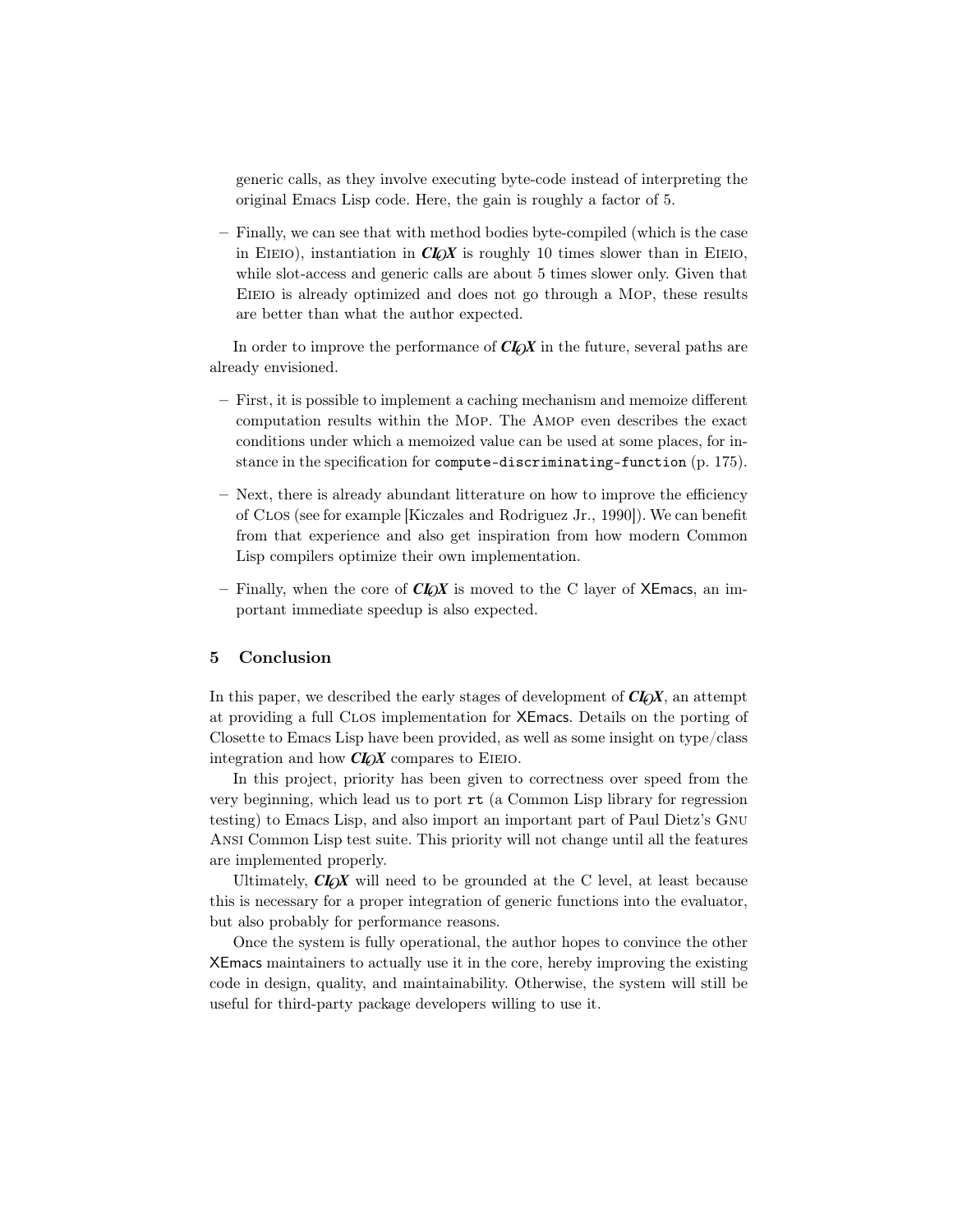generic calls, as they involve executing byte-code instead of interpreting the original Emacs Lisp code. Here, the gain is roughly a factor of 5.

- Finally, we can see that with method bodies byte-compiled (which is the case in EIEIO), instantiation in ***CLOX*** is roughly 10 times slower than in EIEIO, while slot-access and generic calls are about 5 times slower only. Given that EIEIO is already optimized and does not go through a MOP, these results are better than what the author expected.

In order to improve the performance of ***CLOX*** in the future, several paths are already envisioned.

- First, it is possible to implement a caching mechanism and memoize different computation results within the MOP. The AMOP even describes the exact conditions under which a memoized value can be used at some places, for instance in the specification for `compute-discriminating-function` (p. 175).
- Next, there is already abundant litterature on how to improve the efficiency of CLOS (see for example [Kiczales and Rodriguez Jr., 1990]). We can benefit from that experience and also get inspiration from how modern Common Lisp compilers optimize their own implementation.
- Finally, when the core of ***CLOX*** is moved to the C layer of XEmacs, an important immediate speedup is also expected.

## 5 Conclusion

In this paper, we described the early stages of development of ***CLOX***, an attempt at providing a full CLOS implementation for XEmacs. Details on the porting of Closette to Emacs Lisp have been provided, as well as some insight on type/class integration and how ***CLOX*** compares to EIEIO.

In this project, priority has been given to correctness over speed from the very beginning, which lead us to port `rt` (a Common Lisp library for regression testing) to Emacs Lisp, and also import an important part of Paul Dietz's GNU ANSI Common Lisp test suite. This priority will not change until all the features are implemented properly.

Ultimately, ***CLOX*** will need to be grounded at the C level, at least because this is necessary for a proper integration of generic functions into the evaluator, but also probably for performance reasons.

Once the system is fully operational, the author hopes to convince the other XEmacs maintainers to actually use it in the core, hereby improving the existing code in design, quality, and maintainability. Otherwise, the system will still be useful for third-party package developers willing to use it.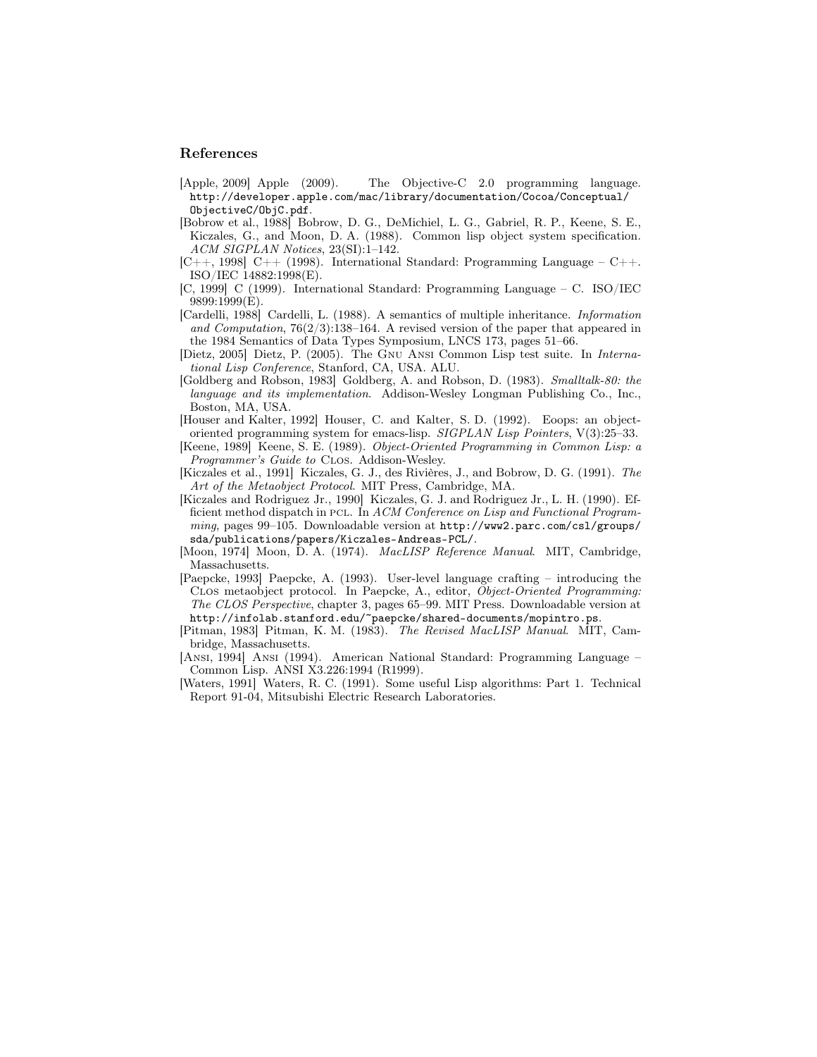## References

[Apple, 2009] Apple (2009). The Objective-C 2.0 programming language. `http://developer.apple.com/mac/library/documentation/Cocoa/Conceptual/ObjectiveC/ObjC.pdf`.

[Bobrow et al., 1988] Bobrow, D. G., DeMichiel, L. G., Gabriel, R. P., Keene, S. E., Kiczales, G., and Moon, D. A. (1988). Common lisp object system specification. *ACM SIGPLAN Notices*, 23(SI):1–142.

[C++, 1998] C++ (1998). International Standard: Programming Language – C++. ISO/IEC 14882:1998(E).

[C, 1999] C (1999). International Standard: Programming Language – C. ISO/IEC 9899:1999(E).

[Cardelli, 1988] Cardelli, L. (1988). A semantics of multiple inheritance. *Information and Computation*, 76(2/3):138–164. A revised version of the paper that appeared in the 1984 Semantics of Data Types Symposium, LNCS 173, pages 51–66.

[Dietz, 2005] Dietz, P. (2005). The Gnu Ansi Common Lisp test suite. In *International Lisp Conference*, Stanford, CA, USA. ALU.

[Goldberg and Robson, 1983] Goldberg, A. and Robson, D. (1983). *Smalltalk-80: the language and its implementation*. Addison-Wesley Longman Publishing Co., Inc., Boston, MA, USA.

[Houser and Kalter, 1992] Houser, C. and Kalter, S. D. (1992). Eoops: an object-oriented programming system for emacs-lisp. *SIGPLAN Lisp Pointers*, V(3):25–33.

[Keene, 1989] Keene, S. E. (1989). *Object-Oriented Programming in Common Lisp: a Programmer's Guide to* Clos. Addison-Wesley.

[Kiczales et al., 1991] Kiczales, G. J., des Rivières, J., and Bobrow, D. G. (1991). *The Art of the Metaobject Protocol*. MIT Press, Cambridge, MA.

[Kiczales and Rodriguez Jr., 1990] Kiczales, G. J. and Rodriguez Jr., L. H. (1990). Efficient method dispatch in pcl. In *ACM Conference on Lisp and Functional Programming*, pages 99–105. Downloadable version at `http://www2.parc.com/csl/groups/sda/publications/papers/Kiczales-Andreas-PCL/`.

[Moon, 1974] Moon, D. A. (1974). *MacLISP Reference Manual*. MIT, Cambridge, Massachusetts.

[Paepcke, 1993] Paepcke, A. (1993). User-level language crafting – introducing the Clos metaobject protocol. In Paepcke, A., editor, *Object-Oriented Programming: The CLOS Perspective*, chapter 3, pages 65–99. MIT Press. Downloadable version at `http://infolab.stanford.edu/~paepcke/shared-documents/mopintro.ps`.

[Pitman, 1983] Pitman, K. M. (1983). *The Revised MacLISP Manual*. MIT, Cambridge, Massachusetts.

[Ansi, 1994] Ansi (1994). American National Standard: Programming Language – Common Lisp. ANSI X3.226:1994 (R1999).

[Waters, 1991] Waters, R. C. (1991). Some useful Lisp algorithms: Part 1. Technical Report 91-04, Mitsubishi Electric Research Laboratories.